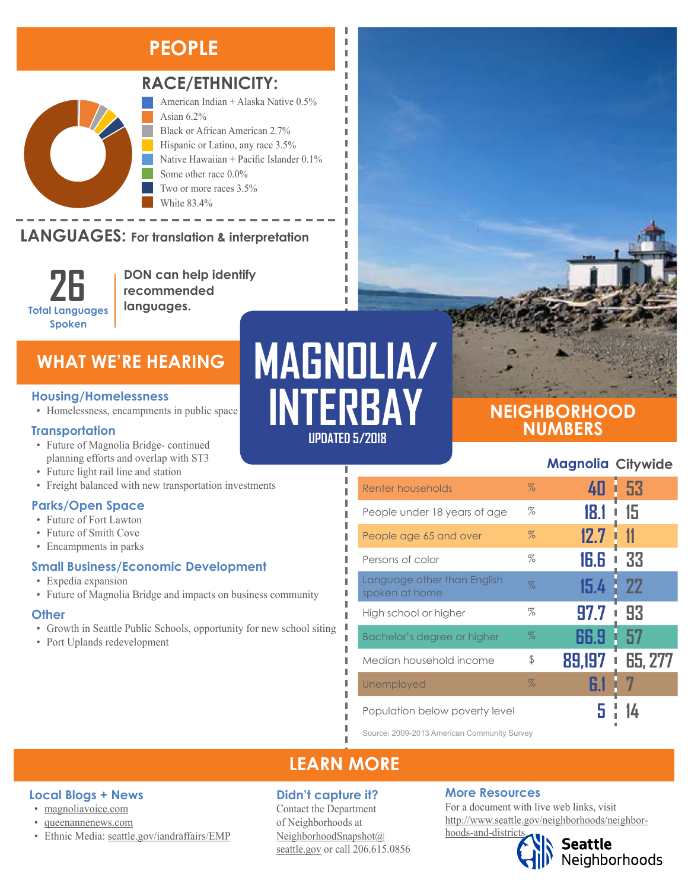# MAGNOLIA/ INTERBAY

UPDATED 5/2018

## PEOPLE

### RACE/ETHNICITY:

- American Indian + Alaska Native 0.5%
- Asian 6.2%
- Black or African American 2.7%
- Hispanic or Latino, any race 3.5%
- Native Hawaiian + Pacific Islander 0.1%
- Some other race 0.0%
- Two or more races 3.5%
- White 83.4%

### LANGUAGES: For translation & interpretation

**26** Total Languages Spoken

**DON can help identify recommended languages.**

## WHAT WE'RE HEARING

### Housing/Homelessness

- Homelessness, encampments in public space

### Transportation

- Future of Magnolia Bridge- continued planning efforts and overlap with ST3
- Future light rail line and station
- Freight balanced with new transportation investments

### Parks/Open Space

- Future of Fort Lawton
- Future of Smith Cove
- Encampments in parks

### Small Business/Economic Development

- Expedia expansion
- Future of Magnolia Bridge and impacts on business community

### Other

- Growth in Seattle Public Schools, opportunity for new school siting
- Port Uplands redevelopment

## NEIGHBORHOOD NUMBERS

| | | Magnolia | Citywide |
|---|---|---|---|
| Renter households | % | 40 | 53 |
| People under 18 years of age | % | 18.1 | 15 |
| People age 65 and over | % | 12.7 | 11 |
| Persons of color | % | 16.6 | 33 |
| Language other than English spoken at home | % | 15.4 | 22 |
| High school or higher | % | 97.7 | 93 |
| Bachelor's degree or higher | % | 66.9 | 57 |
| Median household income | $ | 89,197 | 65, 277 |
| Unemployed | % | 6.1 | 7 |
| Population below poverty level | | 5 | 14 |

Source: 2009-2013 American Community Survey

## LEARN MORE

### Local Blogs + News

- magnoliavoice.com
- queenannenews.com
- Ethnic Media: seattle.gov/iandraffairs/EMP

### Didn't capture it?

Contact the Department of Neighborhoods at NeighborhoodSnapshot@seattle.gov or call 206.615.0856

### More Resources

For a document with live web links, visit http://www.seattle.gov/neighborhoods/neighborhoods-and-districts

Seattle Neighborhoods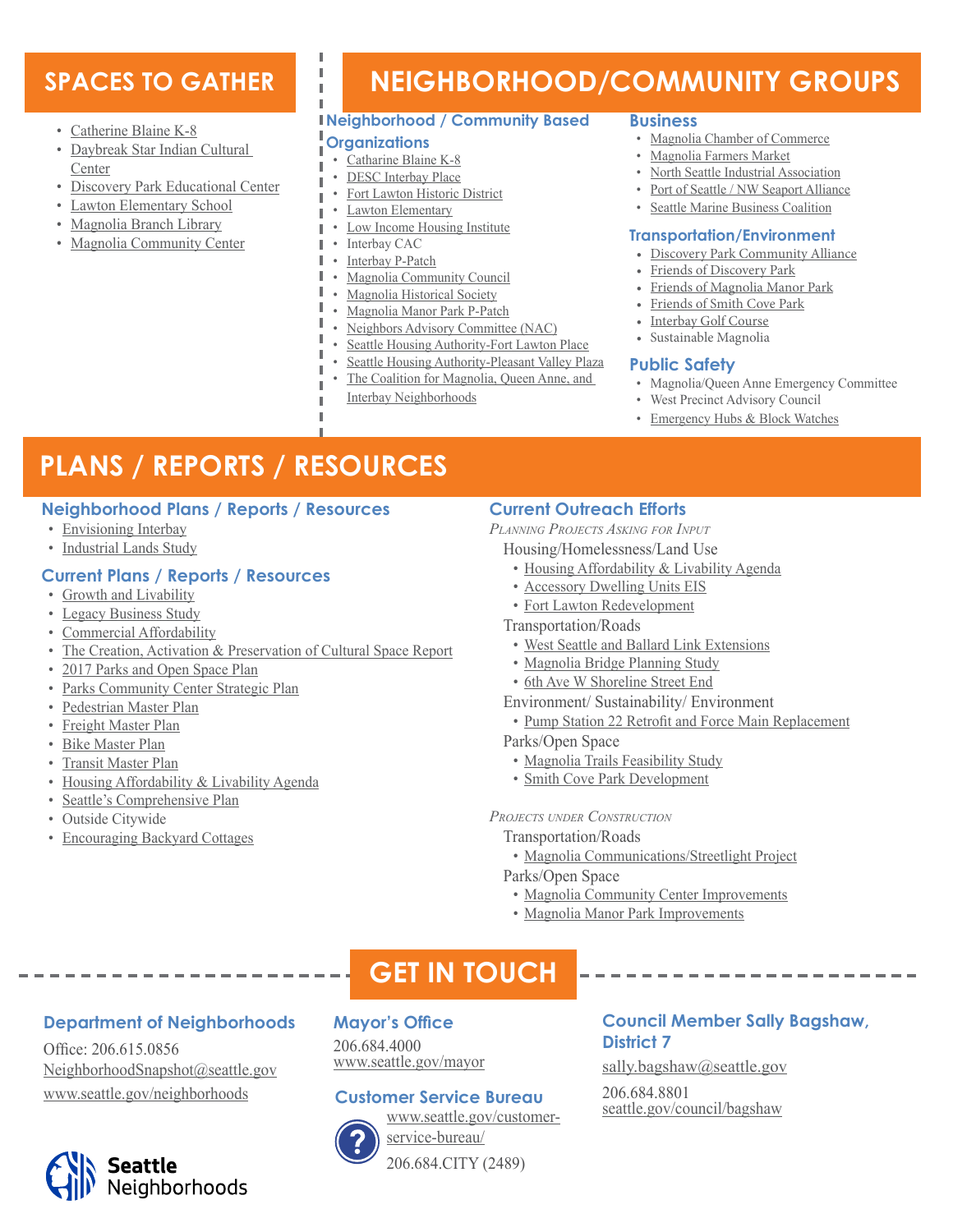## SPACES TO GATHER

- Catherine Blaine K-8
- Daybreak Star Indian Cultural Center
- Discovery Park Educational Center
- Lawton Elementary School
- Magnolia Branch Library
- Magnolia Community Center

## NEIGHBORHOOD/COMMUNITY GROUPS

### Neighborhood / Community Based Organizations

- Catherine Blaine K-8
- DESC Interbay Place
- Fort Lawton Historic District
- Lawton Elementary
- Low Income Housing Institute
- Interbay CAC
- Interbay P-Patch
- Magnolia Community Council
- Magnolia Historical Society
- Magnolia Manor Park P-Patch
- Neighbors Advisory Committee (NAC)
- Seattle Housing Authority-Fort Lawton Place
- Seattle Housing Authority-Pleasant Valley Plaza
- The Coalition for Magnolia, Queen Anne, and Interbay Neighborhoods

### Business

- Magnolia Chamber of Commerce
- Magnolia Farmers Market
- North Seattle Industrial Association
- Port of Seattle / NW Seaport Alliance
- Seattle Marine Business Coalition

### Transportation/Environment

- Discovery Park Community Alliance
- Friends of Discovery Park
- Friends of Magnolia Manor Park
- Friends of Smith Cove Park
- Interbay Golf Course
- Sustainable Magnolia

### Public Safety

- Magnolia/Queen Anne Emergency Committee
- West Precinct Advisory Council
- Emergency Hubs & Block Watches

## PLANS / REPORTS / RESOURCES

### Neighborhood Plans / Reports / Resources

- Envisioning Interbay
- Industrial Lands Study

### Current Plans / Reports / Resources

- Growth and Livability
- Legacy Business Study
- Commercial Affordability
- The Creation, Activation & Preservation of Cultural Space Report
- 2017 Parks and Open Space Plan
- Parks Community Center Strategic Plan
- Pedestrian Master Plan
- Freight Master Plan
- Bike Master Plan
- Transit Master Plan
- Housing Affordability & Livability Agenda
- Seattle's Comprehensive Plan
- Outside Citywide
- Encouraging Backyard Cottages

### Current Outreach Efforts

*Planning Projects Asking for Input*

Housing/Homelessness/Land Use

- Housing Affordability & Livability Agenda
- Accessory Dwelling Units EIS
- Fort Lawton Redevelopment

Transportation/Roads

- West Seattle and Ballard Link Extensions
- Magnolia Bridge Planning Study
- 6th Ave W Shoreline Street End

Environment/ Sustainability/ Environment

- Pump Station 22 Retrofit and Force Main Replacement

Parks/Open Space

- Magnolia Trails Feasibility Study
- Smith Cove Park Development

*Projects under Construction*

Transportation/Roads

- Magnolia Communications/Streetlight Project

Parks/Open Space

- Magnolia Community Center Improvements
- Magnolia Manor Park Improvements

## GET IN TOUCH

### Department of Neighborhoods

Office: 206.615.0856
NeighborhoodSnapshot@seattle.gov
www.seattle.gov/neighborhoods

### Mayor's Office

206.684.4000
www.seattle.gov/mayor

### Customer Service Bureau

www.seattle.gov/customer-service-bureau/
206.684.CITY (2489)

### Council Member Sally Bagshaw, District 7

sally.bagshaw@seattle.gov
206.684.8801
seattle.gov/council/bagshaw

Seattle Neighborhoods